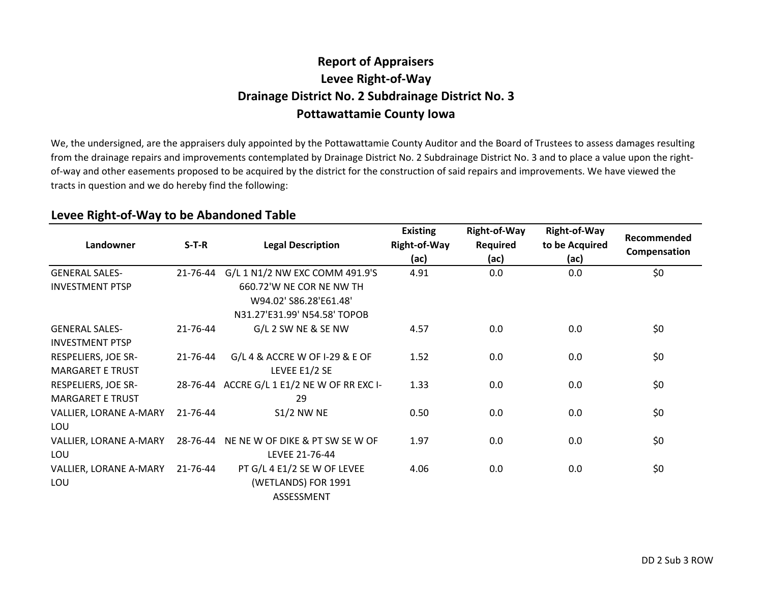# Report of Appraisers
# Levee Right-of-Way
# Drainage District No. 2 Subdrainage District No. 3
# Pottawattamie County Iowa

We, the undersigned, are the appraisers duly appointed by the Pottawattamie County Auditor and the Board of Trustees to assess damages resulting from the drainage repairs and improvements contemplated by Drainage District No. 2 Subdrainage District No. 3 and to place a value upon the right-of-way and other easements proposed to be acquired by the district for the construction of said repairs and improvements. We have viewed the tracts in question and we do hereby find the following:

## Levee Right-of-Way to be Abandoned Table

| Landowner | S-T-R | Legal Description | Existing Right-of-Way (ac) | Right-of-Way Required (ac) | Right-of-Way to be Acquired (ac) | Recommended Compensation |
|---|---|---|---|---|---|---|
| GENERAL SALES-INVESTMENT PTSP | 21-76-44 | G/L 1 N1/2 NW EXC COMM 491.9'S 660.72'W NE COR NE NW TH W94.02' S86.28'E61.48' N31.27'E31.99' N54.58' TOPOB | 4.91 | 0.0 | 0.0 | $0 |
| GENERAL SALES-INVESTMENT PTSP | 21-76-44 | G/L 2 SW NE & SE NW | 4.57 | 0.0 | 0.0 | $0 |
| RESPELIERS, JOE SR-MARGARET E TRUST | 21-76-44 | G/L 4 & ACCRE W OF I-29 & E OF LEVEE E1/2 SE | 1.52 | 0.0 | 0.0 | $0 |
| RESPELIERS, JOE SR-MARGARET E TRUST | 28-76-44 | ACCRE G/L 1 E1/2 NE W OF RR EXC I-29 | 1.33 | 0.0 | 0.0 | $0 |
| VALLIER, LORANE A-MARY LOU | 21-76-44 | S1/2 NW NE | 0.50 | 0.0 | 0.0 | $0 |
| VALLIER, LORANE A-MARY LOU | 28-76-44 | NE NE W OF DIKE & PT SW SE W OF LEVEE 21-76-44 | 1.97 | 0.0 | 0.0 | $0 |
| VALLIER, LORANE A-MARY LOU | 21-76-44 | PT G/L 4 E1/2 SE W OF LEVEE (WETLANDS) FOR 1991 ASSESSMENT | 4.06 | 0.0 | 0.0 | $0 |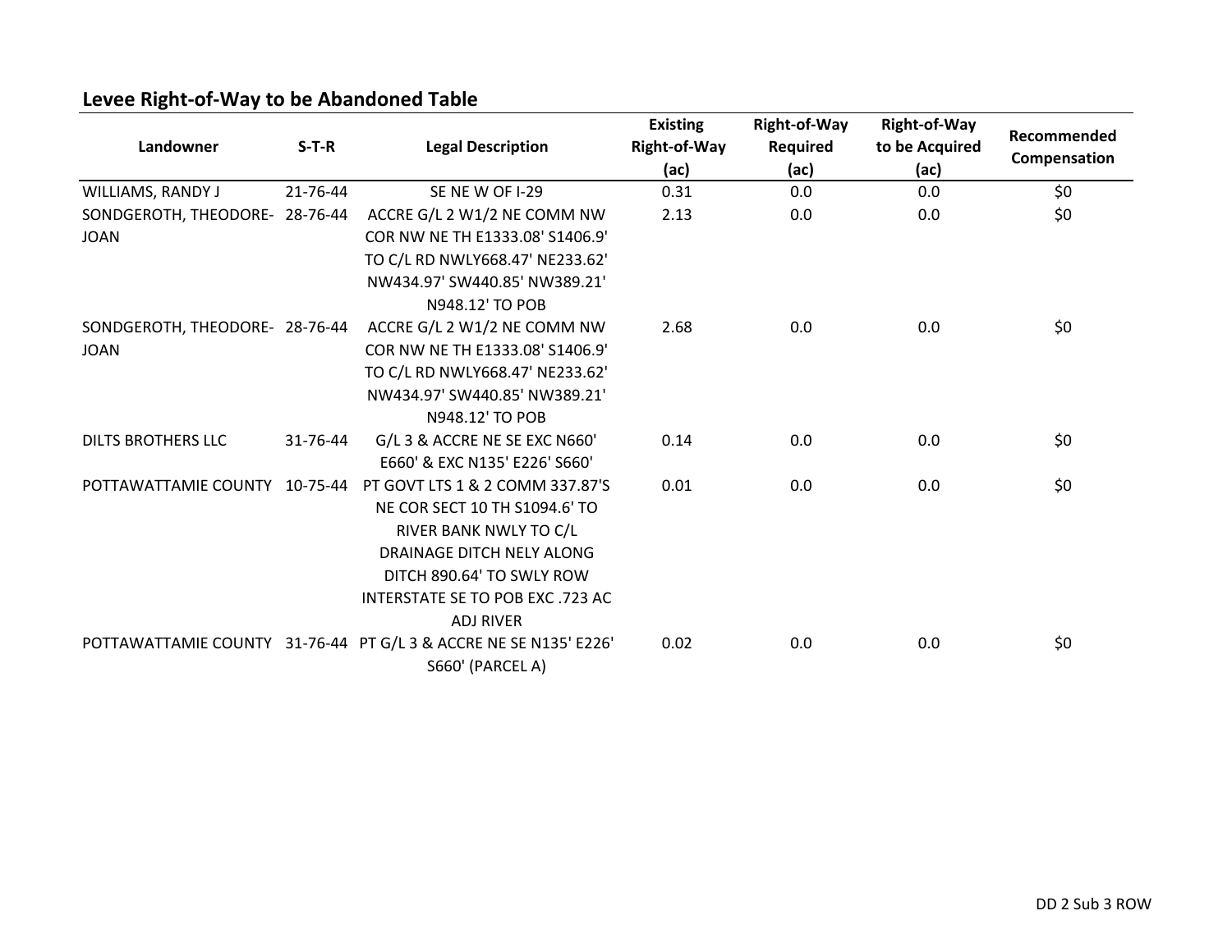## Levee Right-of-Way to be Abandoned Table

| Landowner | S-T-R | Legal Description | Existing Right-of-Way (ac) | Right-of-Way Required (ac) | Right-of-Way to be Acquired (ac) | Recommended Compensation |
|---|---|---|---|---|---|---|
| WILLIAMS, RANDY J | 21-76-44 | SE NE W OF I-29 | 0.31 | 0.0 | 0.0 | $0 |
| SONDGEROTH, THEODORE-JOAN | 28-76-44 | ACCRE G/L 2 W1/2 NE COMM NW COR NW NE TH E1333.08' S1406.9' TO C/L RD NWLY668.47' NE233.62' NW434.97' SW440.85' NW389.21' N948.12' TO POB | 2.13 | 0.0 | 0.0 | $0 |
| SONDGEROTH, THEODORE-JOAN | 28-76-44 | ACCRE G/L 2 W1/2 NE COMM NW COR NW NE TH E1333.08' S1406.9' TO C/L RD NWLY668.47' NE233.62' NW434.97' SW440.85' NW389.21' N948.12' TO POB | 2.68 | 0.0 | 0.0 | $0 |
| DILTS BROTHERS LLC | 31-76-44 | G/L 3 & ACCRE NE SE EXC N660' E660' & EXC N135' E226' S660' | 0.14 | 0.0 | 0.0 | $0 |
| POTTAWATTAMIE COUNTY | 10-75-44 | PT GOVT LTS 1 & 2 COMM 337.87'S NE COR SECT 10 TH S1094.6' TO RIVER BANK NWLY TO C/L DRAINAGE DITCH NELY ALONG DITCH 890.64' TO SWLY ROW INTERSTATE SE TO POB EXC .723 AC ADJ RIVER | 0.01 | 0.0 | 0.0 | $0 |
| POTTAWATTAMIE COUNTY | 31-76-44 | PT G/L 3 & ACCRE NE SE N135' E226' S660' (PARCEL A) | 0.02 | 0.0 | 0.0 | $0 |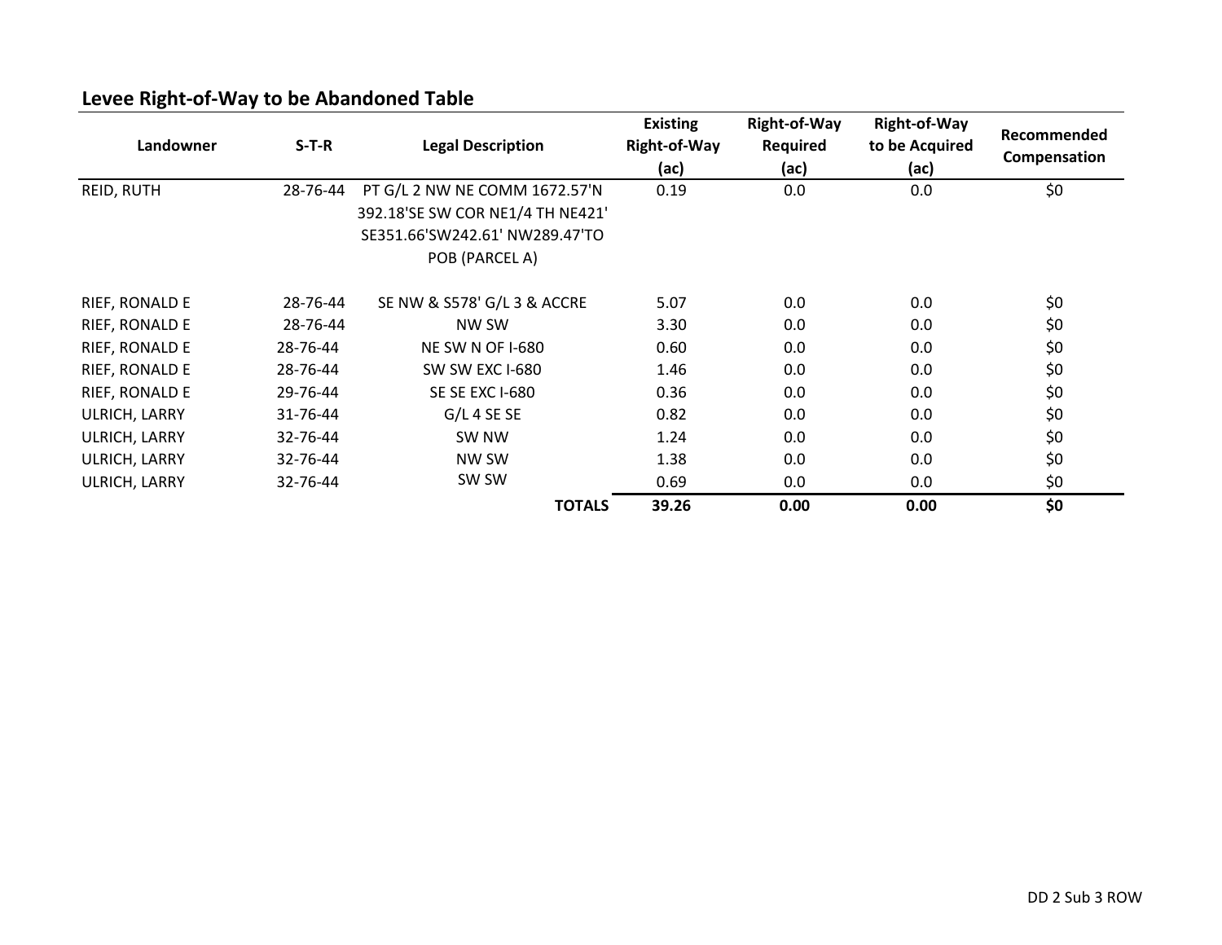## Levee Right-of-Way to be Abandoned Table

| Landowner | S-T-R | Legal Description | Existing Right-of-Way (ac) | Right-of-Way Required (ac) | Right-of-Way to be Acquired (ac) | Recommended Compensation |
|---|---|---|---|---|---|---|
| REID, RUTH | 28-76-44 | PT G/L 2 NW NE COMM 1672.57'N 392.18'SE SW COR NE1/4 TH NE421' SE351.66'SW242.61' NW289.47'TO POB (PARCEL A) | 0.19 | 0.0 | 0.0 | $0 |
| RIEF, RONALD E | 28-76-44 | SE NW & S578' G/L 3 & ACCRE | 5.07 | 0.0 | 0.0 | $0 |
| RIEF, RONALD E | 28-76-44 | NW SW | 3.30 | 0.0 | 0.0 | $0 |
| RIEF, RONALD E | 28-76-44 | NE SW N OF I-680 | 0.60 | 0.0 | 0.0 | $0 |
| RIEF, RONALD E | 28-76-44 | SW SW EXC I-680 | 1.46 | 0.0 | 0.0 | $0 |
| RIEF, RONALD E | 29-76-44 | SE SE EXC I-680 | 0.36 | 0.0 | 0.0 | $0 |
| ULRICH, LARRY | 31-76-44 | G/L 4 SE SE | 0.82 | 0.0 | 0.0 | $0 |
| ULRICH, LARRY | 32-76-44 | SW NW | 1.24 | 0.0 | 0.0 | $0 |
| ULRICH, LARRY | 32-76-44 | NW SW | 1.38 | 0.0 | 0.0 | $0 |
| ULRICH, LARRY | 32-76-44 | SW SW | 0.69 | 0.0 | 0.0 | $0 |
| | | **TOTALS** | **39.26** | **0.00** | **0.00** | **$0** |

DD 2 Sub 3 ROW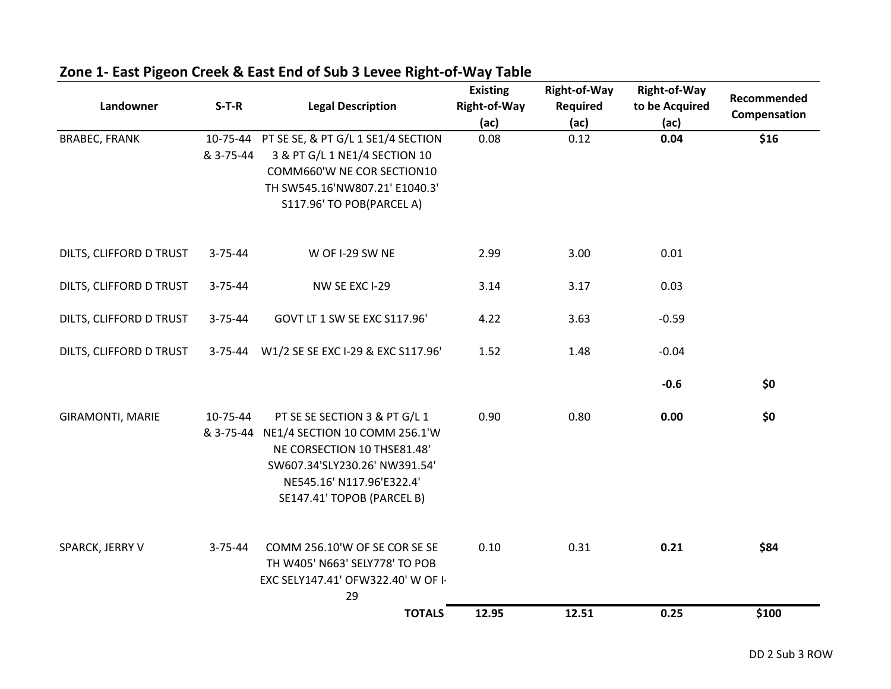## Zone 1- East Pigeon Creek & East End of Sub 3 Levee Right-of-Way Table

| Landowner | S-T-R | Legal Description | Existing Right-of-Way (ac) | Right-of-Way Required (ac) | Right-of-Way to be Acquired (ac) | Recommended Compensation |
|---|---|---|---|---|---|---|
| BRABEC, FRANK | 10-75-44 & 3-75-44 | PT SE SE, & PT G/L 1 SE1/4 SECTION 3 & PT G/L 1 NE1/4 SECTION 10 COMM660'W NE COR SECTION10 TH SW545.16'NW807.21' E1040.3' S117.96' TO POB(PARCEL A) | 0.08 | 0.12 | **0.04** | **$16** |
| DILTS, CLIFFORD D TRUST | 3-75-44 | W OF I-29 SW NE | 2.99 | 3.00 | 0.01 | |
| DILTS, CLIFFORD D TRUST | 3-75-44 | NW SE EXC I-29 | 3.14 | 3.17 | 0.03 | |
| DILTS, CLIFFORD D TRUST | 3-75-44 | GOVT LT 1 SW SE EXC S117.96' | 4.22 | 3.63 | -0.59 | |
| DILTS, CLIFFORD D TRUST | 3-75-44 | W1/2 SE SE EXC I-29 & EXC S117.96' | 1.52 | 1.48 | -0.04 | |
| | | | | | **-0.6** | **$0** |
| GIRAMONTI, MARIE | 10-75-44 & 3-75-44 | PT SE SE SECTION 3 & PT G/L 1 NE1/4 SECTION 10 COMM 256.1'W NE CORSECTION 10 THSE81.48' SW607.34'SLY230.26' NW391.54' NE545.16' N117.96'E322.4' SE147.41' TOPOB (PARCEL B) | 0.90 | 0.80 | **0.00** | **$0** |
| SPARCK, JERRY V | 3-75-44 | COMM 256.10'W OF SE COR SE SE TH W405' N663' SELY778' TO POB EXC SELY147.41' OFW322.40' W OF I-29 | 0.10 | 0.31 | **0.21** | **$84** |
| | | **TOTALS** | **12.95** | **12.51** | **0.25** | **$100** |

DD 2 Sub 3 ROW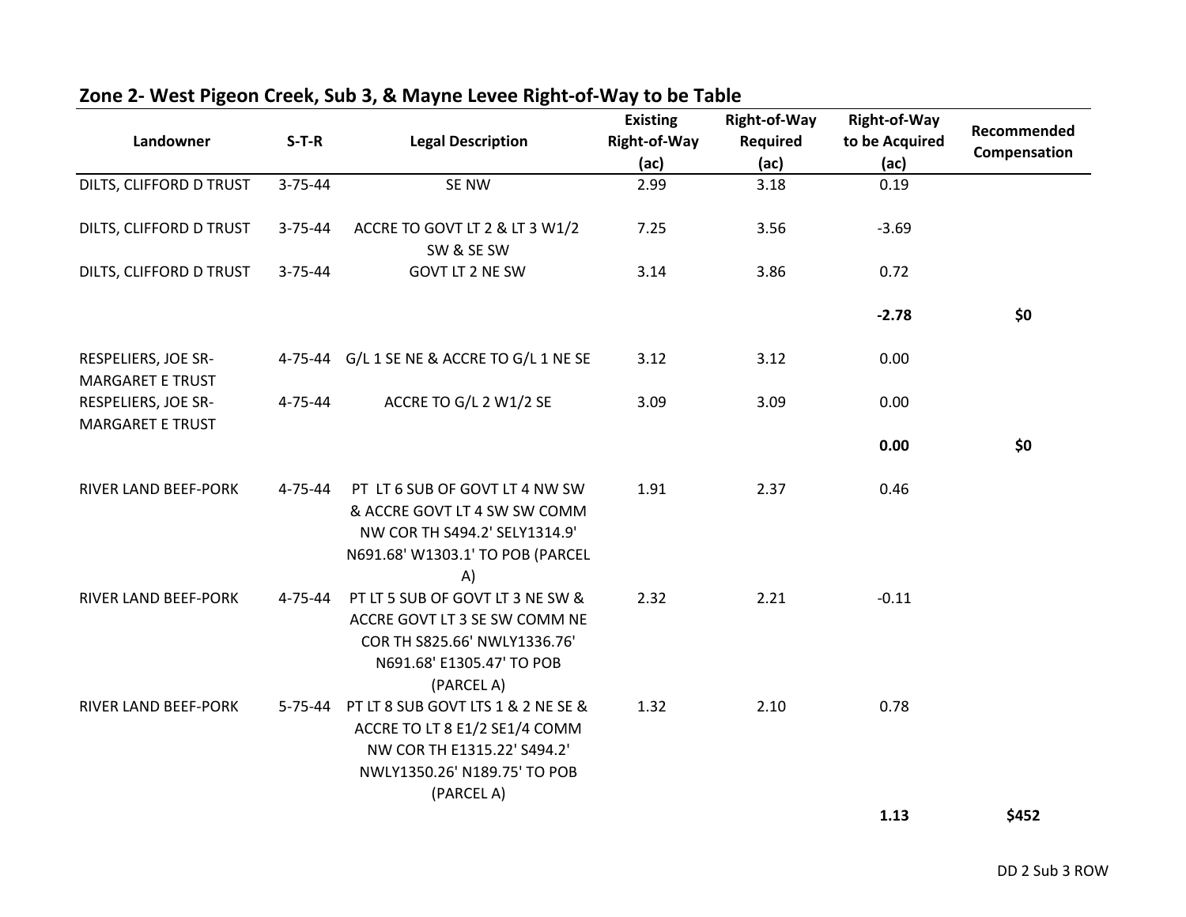## Zone 2- West Pigeon Creek, Sub 3, & Mayne Levee Right-of-Way to be Table

| Landowner | S-T-R | Legal Description | Existing Right-of-Way (ac) | Right-of-Way Required (ac) | Right-of-Way to be Acquired (ac) | Recommended Compensation |
|---|---|---|---|---|---|---|
| DILTS, CLIFFORD D TRUST | 3-75-44 | SE NW | 2.99 | 3.18 | 0.19 | |
| DILTS, CLIFFORD D TRUST | 3-75-44 | ACCRE TO GOVT LT 2 & LT 3 W1/2 SW & SE SW | 7.25 | 3.56 | -3.69 | |
| DILTS, CLIFFORD D TRUST | 3-75-44 | GOVT LT 2 NE SW | 3.14 | 3.86 | 0.72 | |
| | | | | | **-2.78** | **$0** |
| RESPELIERS, JOE SR-MARGARET E TRUST | 4-75-44 | G/L 1 SE NE & ACCRE TO G/L 1 NE SE | 3.12 | 3.12 | 0.00 | |
| RESPELIERS, JOE SR-MARGARET E TRUST | 4-75-44 | ACCRE TO G/L 2 W1/2 SE | 3.09 | 3.09 | 0.00 | |
| | | | | | **0.00** | **$0** |
| RIVER LAND BEEF-PORK | 4-75-44 | PT LT 6 SUB OF GOVT LT 4 NW SW & ACCRE GOVT LT 4 SW SW COMM NW COR TH S494.2' SELY1314.9' N691.68' W1303.1' TO POB (PARCEL A) | 1.91 | 2.37 | 0.46 | |
| RIVER LAND BEEF-PORK | 4-75-44 | PT LT 5 SUB OF GOVT LT 3 NE SW & ACCRE GOVT LT 3 SE SW COMM NE COR TH S825.66' NWLY1336.76' N691.68' E1305.47' TO POB (PARCEL A) | 2.32 | 2.21 | -0.11 | |
| RIVER LAND BEEF-PORK | 5-75-44 | PT LT 8 SUB GOVT LTS 1 & 2 NE SE & ACCRE TO LT 8 E1/2 SE1/4 COMM NW COR TH E1315.22' S494.2' NWLY1350.26' N189.75' TO POB (PARCEL A) | 1.32 | 2.10 | 0.78 | |
| | | | | | **1.13** | **$452** |

DD 2 Sub 3 ROW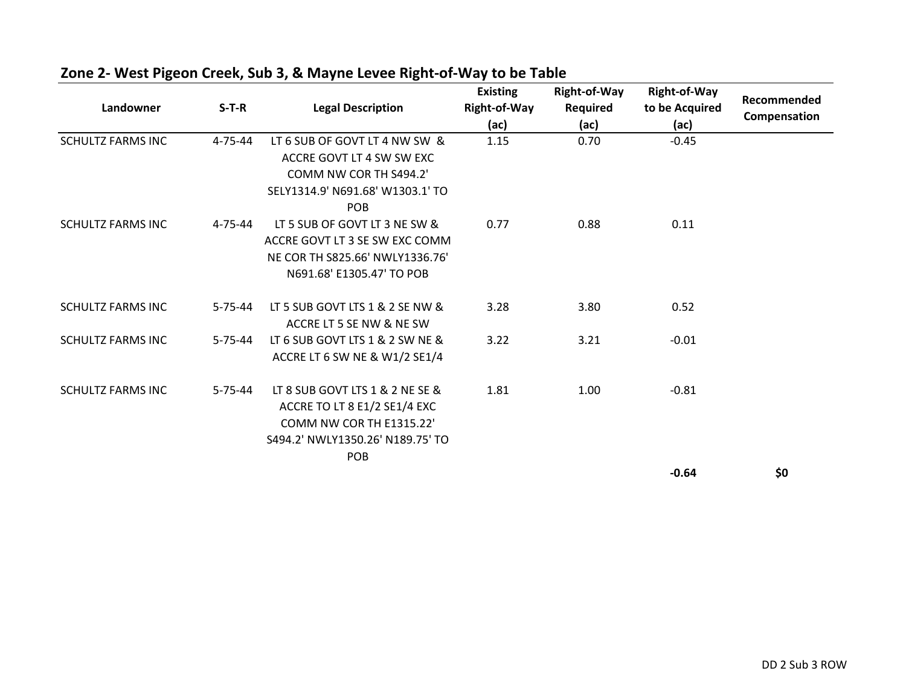## Zone 2- West Pigeon Creek, Sub 3, & Mayne Levee Right-of-Way to be Table

| Landowner | S-T-R | Legal Description | Existing Right-of-Way (ac) | Right-of-Way Required (ac) | Right-of-Way to be Acquired (ac) | Recommended Compensation |
|---|---|---|---|---|---|---|
| SCHULTZ FARMS INC | 4-75-44 | LT 6 SUB OF GOVT LT 4 NW SW & ACCRE GOVT LT 4 SW SW EXC COMM NW COR TH S494.2' SELY1314.9' N691.68' W1303.1' TO POB | 1.15 | 0.70 | -0.45 | |
| SCHULTZ FARMS INC | 4-75-44 | LT 5 SUB OF GOVT LT 3 NE SW & ACCRE GOVT LT 3 SE SW EXC COMM NE COR TH S825.66' NWLY1336.76' N691.68' E1305.47' TO POB | 0.77 | 0.88 | 0.11 | |
| SCHULTZ FARMS INC | 5-75-44 | LT 5 SUB GOVT LTS 1 & 2 SE NW & ACCRE LT 5 SE NW & NE SW | 3.28 | 3.80 | 0.52 | |
| SCHULTZ FARMS INC | 5-75-44 | LT 6 SUB GOVT LTS 1 & 2 SW NE & ACCRE LT 6 SW NE & W1/2 SE1/4 | 3.22 | 3.21 | -0.01 | |
| SCHULTZ FARMS INC | 5-75-44 | LT 8 SUB GOVT LTS 1 & 2 NE SE & ACCRE TO LT 8 E1/2 SE1/4 EXC COMM NW COR TH E1315.22' S494.2' NWLY1350.26' N189.75' TO POB | 1.81 | 1.00 | -0.81 | |
| | | | | | **-0.64** | **$0** |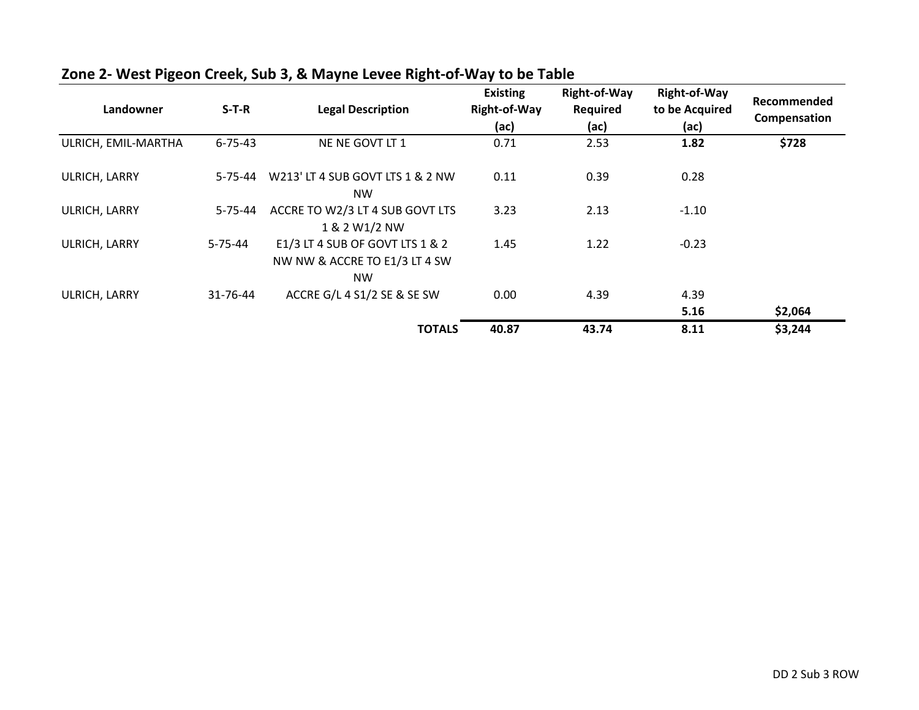## Zone 2- West Pigeon Creek, Sub 3, & Mayne Levee Right-of-Way to be Table

| Landowner | S-T-R | Legal Description | Existing Right-of-Way (ac) | Right-of-Way Required (ac) | Right-of-Way to be Acquired (ac) | Recommended Compensation |
|---|---|---|---|---|---|---|
| ULRICH, EMIL-MARTHA | 6-75-43 | NE NE GOVT LT 1 | 0.71 | 2.53 | **1.82** | **$728** |
| ULRICH, LARRY | 5-75-44 | W213' LT 4 SUB GOVT LTS 1 & 2 NW NW | 0.11 | 0.39 | 0.28 | |
| ULRICH, LARRY | 5-75-44 | ACCRE TO W2/3 LT 4 SUB GOVT LTS 1 & 2 W1/2 NW | 3.23 | 2.13 | -1.10 | |
| ULRICH, LARRY | 5-75-44 | E1/3 LT 4 SUB OF GOVT LTS 1 & 2 NW NW & ACCRE TO E1/3 LT 4 SW NW | 1.45 | 1.22 | -0.23 | |
| ULRICH, LARRY | 31-76-44 | ACCRE G/L 4 S1/2 SE & SE SW | 0.00 | 4.39 | 4.39 | |
| | | | | | **5.16** | **$2,064** |
| | | **TOTALS** | **40.87** | **43.74** | **8.11** | **$3,244** |

DD 2 Sub 3 ROW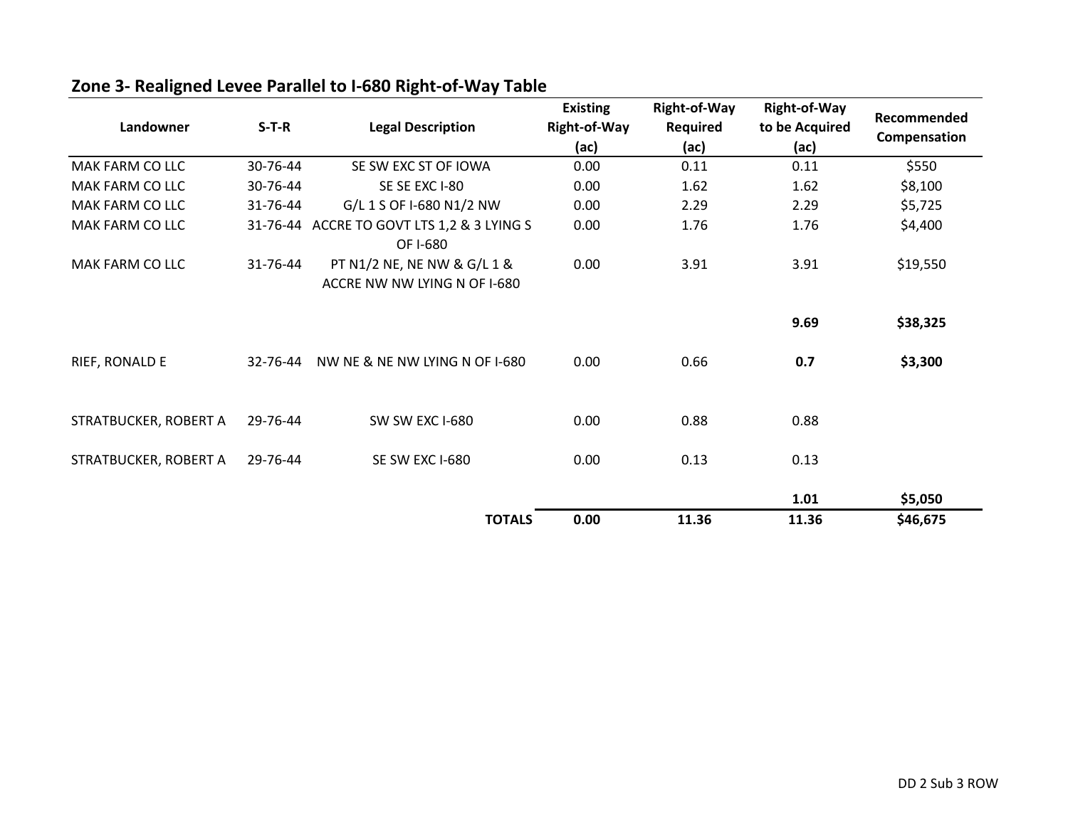## Zone 3- Realigned Levee Parallel to I-680 Right-of-Way Table

| Landowner | S-T-R | Legal Description | Existing Right-of-Way (ac) | Right-of-Way Required (ac) | Right-of-Way to be Acquired (ac) | Recommended Compensation |
|---|---|---|---|---|---|---|
| MAK FARM CO LLC | 30-76-44 | SE SW EXC ST OF IOWA | 0.00 | 0.11 | 0.11 | $550 |
| MAK FARM CO LLC | 30-76-44 | SE SE EXC I-80 | 0.00 | 1.62 | 1.62 | $8,100 |
| MAK FARM CO LLC | 31-76-44 | G/L 1 S OF I-680 N1/2 NW | 0.00 | 2.29 | 2.29 | $5,725 |
| MAK FARM CO LLC | 31-76-44 | ACCRE TO GOVT LTS 1,2 & 3 LYING S OF I-680 | 0.00 | 1.76 | 1.76 | $4,400 |
| MAK FARM CO LLC | 31-76-44 | PT N1/2 NE, NE NW & G/L 1 & ACCRE NW NW LYING N OF I-680 | 0.00 | 3.91 | 3.91 | $19,550 |
| | | | | | **9.69** | **$38,325** |
| RIEF, RONALD E | 32-76-44 | NW NE & NE NW LYING N OF I-680 | 0.00 | 0.66 | **0.7** | **$3,300** |
| STRATBUCKER, ROBERT A | 29-76-44 | SW SW EXC I-680 | 0.00 | 0.88 | 0.88 | |
| STRATBUCKER, ROBERT A | 29-76-44 | SE SW EXC I-680 | 0.00 | 0.13 | 0.13 | |
| | | | | | **1.01** | **$5,050** |
| | | **TOTALS** | **0.00** | **11.36** | **11.36** | **$46,675** |

DD 2 Sub 3 ROW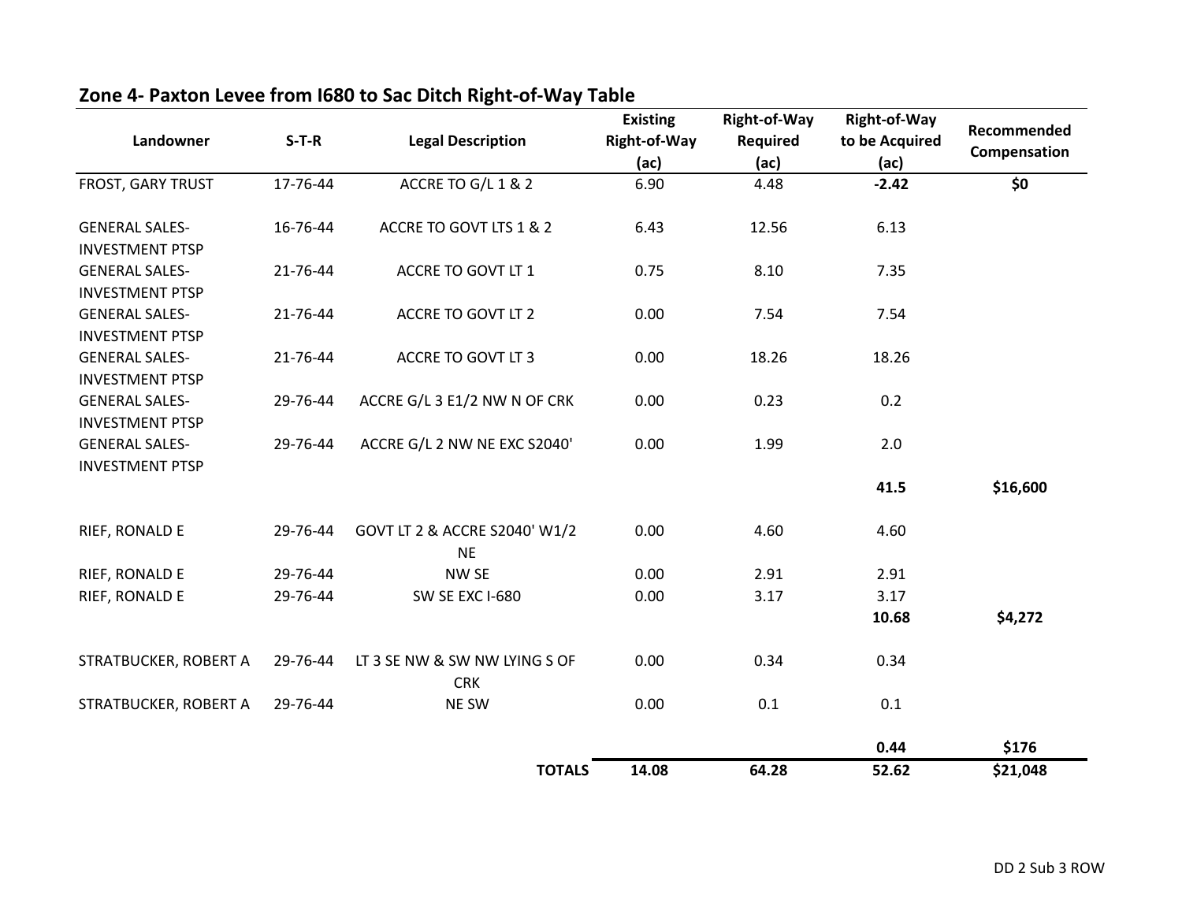## Zone 4- Paxton Levee from I680 to Sac Ditch Right-of-Way Table

| Landowner | S-T-R | Legal Description | Existing Right-of-Way (ac) | Right-of-Way Required (ac) | Right-of-Way to be Acquired (ac) | Recommended Compensation |
|---|---|---|---|---|---|---|
| FROST, GARY TRUST | 17-76-44 | ACCRE TO G/L 1 & 2 | 6.90 | 4.48 | **-2.42** | **$0** |
| GENERAL SALES-INVESTMENT PTSP | 16-76-44 | ACCRE TO GOVT LTS 1 & 2 | 6.43 | 12.56 | 6.13 | |
| GENERAL SALES-INVESTMENT PTSP | 21-76-44 | ACCRE TO GOVT LT 1 | 0.75 | 8.10 | 7.35 | |
| GENERAL SALES-INVESTMENT PTSP | 21-76-44 | ACCRE TO GOVT LT 2 | 0.00 | 7.54 | 7.54 | |
| GENERAL SALES-INVESTMENT PTSP | 21-76-44 | ACCRE TO GOVT LT 3 | 0.00 | 18.26 | 18.26 | |
| GENERAL SALES-INVESTMENT PTSP | 29-76-44 | ACCRE G/L 3 E1/2 NW N OF CRK | 0.00 | 0.23 | 0.2 | |
| GENERAL SALES-INVESTMENT PTSP | 29-76-44 | ACCRE G/L 2 NW NE EXC S2040' | 0.00 | 1.99 | 2.0 | |
| | | | | | **41.5** | **$16,600** |
| RIEF, RONALD E | 29-76-44 | GOVT LT 2 & ACCRE S2040' W1/2 NE | 0.00 | 4.60 | 4.60 | |
| RIEF, RONALD E | 29-76-44 | NW SE | 0.00 | 2.91 | 2.91 | |
| RIEF, RONALD E | 29-76-44 | SW SE EXC I-680 | 0.00 | 3.17 | 3.17 | |
| | | | | | **10.68** | **$4,272** |
| STRATBUCKER, ROBERT A | 29-76-44 | LT 3 SE NW & SW NW LYING S OF CRK | 0.00 | 0.34 | 0.34 | |
| STRATBUCKER, ROBERT A | 29-76-44 | NE SW | 0.00 | 0.1 | 0.1 | |
| | | | | | **0.44** | **$176** |
| | | **TOTALS** | **14.08** | **64.28** | **52.62** | **$21,048** |

DD 2 Sub 3 ROW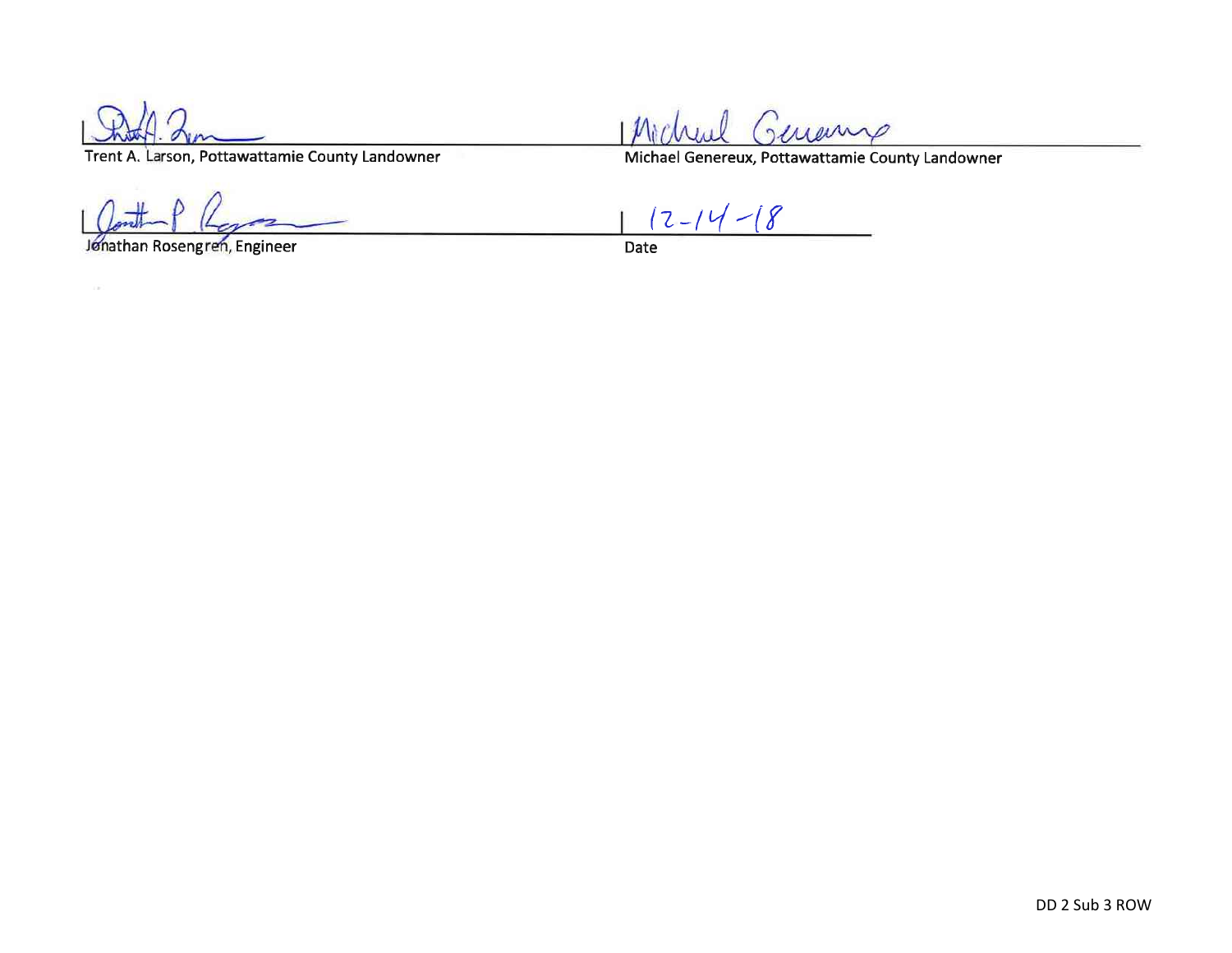Trent A. Larson, Pottawattamie County Landowner

Michael Genereux, Pottawattamie County Landowner

Jonathan Rosengren, Engineer

12-14-18

Date

DD 2 Sub 3 ROW